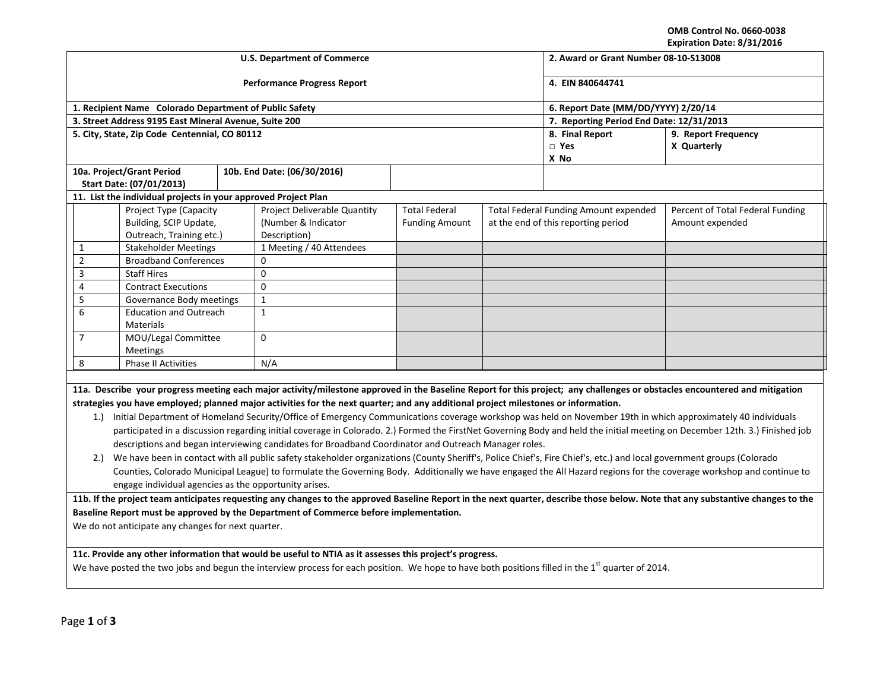OMB Control No. 0660-0038
Expiration Date: 8/31/2016

| U.S. Department of Commerce<br><br>Performance Progress Report | 2. Award or Grant Number 08-10-S13008<br><br>4. EIN 840644741 | |
|---|---|---|
| 1. Recipient Name Colorado Department of Public Safety | 6. Report Date (MM/DD/YYYY) 2/20/14 | |
| 3. Street Address 9195 East Mineral Avenue, Suite 200 | 7. Reporting Period End Date: 12/31/2013 | |
| 5. City, State, Zip Code Centennial, CO 80112 | 8. Final Report<br>□ Yes<br>X No | 9. Report Frequency<br>X Quarterly |
| 10a. Project/Grant Period Start Date: (07/01/2013) | 10b. End Date: (06/30/2016) | |

**11. List the individual projects in your approved Project Plan**

| | Project Type (Capacity Building, SCIP Update, Outreach, Training etc.) | Project Deliverable Quantity (Number & Indicator Description) | Total Federal Funding Amount | Total Federal Funding Amount expended at the end of this reporting period | Percent of Total Federal Funding Amount expended |
|---|---|---|---|---|---|
| 1 | Stakeholder Meetings | 1 Meeting / 40 Attendees | | | |
| 2 | Broadband Conferences | 0 | | | |
| 3 | Staff Hires | 0 | | | |
| 4 | Contract Executions | 0 | | | |
| 5 | Governance Body meetings | 1 | | | |
| 6 | Education and Outreach Materials | 1 | | | |
| 7 | MOU/Legal Committee Meetings | 0 | | | |
| 8 | Phase II Activities | N/A | | | |

**11a. Describe your progress meeting each major activity/milestone approved in the Baseline Report for this project; any challenges or obstacles encountered and mitigation strategies you have employed; planned major activities for the next quarter; and any additional project milestones or information.**

1.) Initial Department of Homeland Security/Office of Emergency Communications coverage workshop was held on November 19th in which approximately 40 individuals participated in a discussion regarding initial coverage in Colorado. 2.) Formed the FirstNet Governing Body and held the initial meeting on December 12th. 3.) Finished job descriptions and began interviewing candidates for Broadband Coordinator and Outreach Manager roles.

2.) We have been in contact with all public safety stakeholder organizations (County Sheriff's, Police Chief's, Fire Chief's, etc.) and local government groups (Colorado Counties, Colorado Municipal League) to formulate the Governing Body. Additionally we have engaged the All Hazard regions for the coverage workshop and continue to engage individual agencies as the opportunity arises.

**11b. If the project team anticipates requesting any changes to the approved Baseline Report in the next quarter, describe those below. Note that any substantive changes to the Baseline Report must be approved by the Department of Commerce before implementation.**

We do not anticipate any changes for next quarter.

**11c. Provide any other information that would be useful to NTIA as it assesses this project's progress.**

We have posted the two jobs and begun the interview process for each position. We hope to have both positions filled in the 1st quarter of 2014.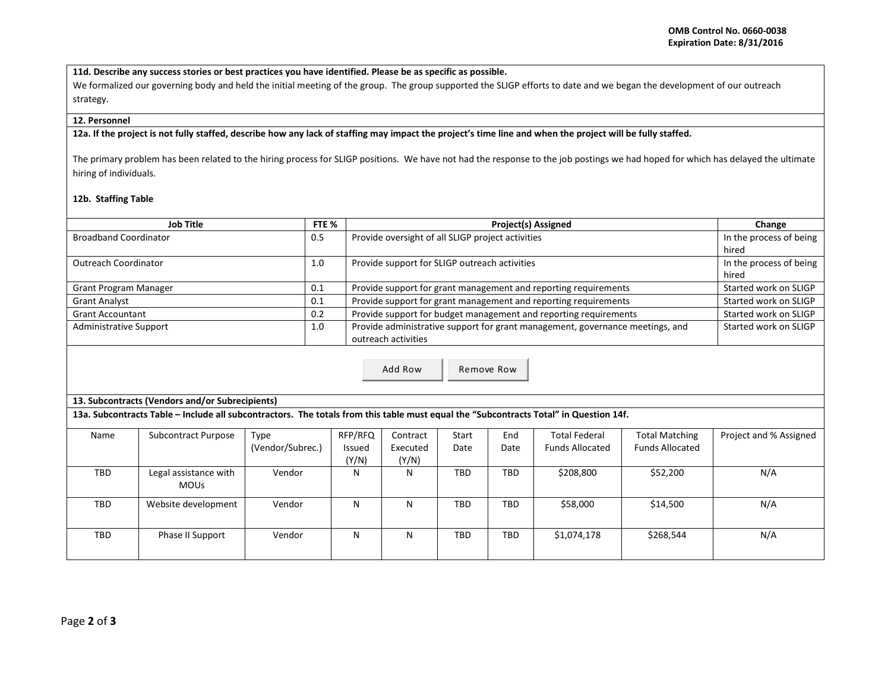**11d. Describe any success stories or best practices you have identified. Please be as specific as possible.**

We formalized our governing body and held the initial meeting of the group. The group supported the SLIGP efforts to date and we began the development of our outreach strategy.

**12. Personnel**

**12a. If the project is not fully staffed, describe how any lack of staffing may impact the project's time line and when the project will be fully staffed.**

The primary problem has been related to the hiring process for SLIGP positions. We have not had the response to the job postings we had hoped for which has delayed the ultimate hiring of individuals.

**12b. Staffing Table**

| Job Title | FTE % | Project(s) Assigned | Change |
|---|---|---|---|
| Broadband Coordinator | 0.5 | Provide oversight of all SLIGP project activities | In the process of being hired |
| Outreach Coordinator | 1.0 | Provide support for SLIGP outreach activities | In the process of being hired |
| Grant Program Manager | 0.1 | Provide support for grant management and reporting requirements | Started work on SLIGP |
| Grant Analyst | 0.1 | Provide support for grant management and reporting requirements | Started work on SLIGP |
| Grant Accountant | 0.2 | Provide support for budget management and reporting requirements | Started work on SLIGP |
| Administrative Support | 1.0 | Provide administrative support for grant management, governance meetings, and outreach activities | Started work on SLIGP |

Add Row   Remove Row

**13. Subcontracts (Vendors and/or Subrecipients)**

**13a. Subcontracts Table – Include all subcontractors. The totals from this table must equal the "Subcontracts Total" in Question 14f.**

| Name | Subcontract Purpose | Type (Vendor/Subrec.) | RFP/RFQ Issued (Y/N) | Contract Executed (Y/N) | Start Date | End Date | Total Federal Funds Allocated | Total Matching Funds Allocated | Project and % Assigned |
|---|---|---|---|---|---|---|---|---|---|
| TBD | Legal assistance with MOUs | Vendor | N | N | TBD | TBD | $208,800 | $52,200 | N/A |
| TBD | Website development | Vendor | N | N | TBD | TBD | $58,000 | $14,500 | N/A |
| TBD | Phase II Support | Vendor | N | N | TBD | TBD | $1,074,178 | $268,544 | N/A |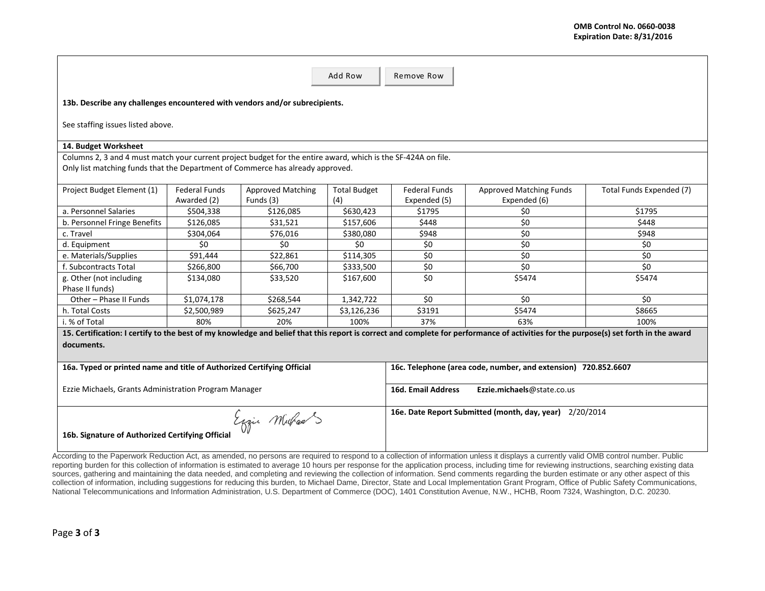OMB Control No. 0660-0038
Expiration Date: 8/31/2016

Add Row | Remove Row

**13b. Describe any challenges encountered with vendors and/or subrecipients.**

See staffing issues listed above.

**14. Budget Worksheet**

Columns 2, 3 and 4 must match your current project budget for the entire award, which is the SF-424A on file.
Only list matching funds that the Department of Commerce has already approved.

| Project Budget Element (1) | Federal Funds Awarded (2) | Approved Matching Funds (3) | Total Budget (4) | Federal Funds Expended (5) | Approved Matching Funds Expended (6) | Total Funds Expended (7) |
|---|---|---|---|---|---|---|
| a. Personnel Salaries | $504,338 | $126,085 | $630,423 | $1795 | $0 | $1795 |
| b. Personnel Fringe Benefits | $126,085 | $31,521 | $157,606 | $448 | $0 | $448 |
| c. Travel | $304,064 | $76,016 | $380,080 | $948 | $0 | $948 |
| d. Equipment | $0 | $0 | $0 | $0 | $0 | $0 |
| e. Materials/Supplies | $91,444 | $22,861 | $114,305 | $0 | $0 | $0 |
| f. Subcontracts Total | $266,800 | $66,700 | $333,500 | $0 | $0 | $0 |
| g. Other (not including Phase II funds) | $134,080 | $33,520 | $167,600 | $0 | $5474 | $5474 |
| Other – Phase II Funds | $1,074,178 | $268,544 | 1,342,722 | $0 | $0 | $0 |
| h. Total Costs | $2,500,989 | $625,247 | $3,126,236 | $3191 | $5474 | $8665 |
| i. % of Total | 80% | 20% | 100% | 37% | 63% | 100% |

**15. Certification: I certify to the best of my knowledge and belief that this report is correct and complete for performance of activities for the purpose(s) set forth in the award documents.**

**16a. Typed or printed name and title of Authorized Certifying Official**

Ezzie Michaels, Grants Administration Program Manager

**16b. Signature of Authorized Certifying Official** Ezzie Michaels

**16c. Telephone (area code, number, and extension)** 720.852.6607

**16d. Email Address** **Ezzie.michaels**@state.co.us

**16e. Date Report Submitted (month, day, year)** 2/20/2014

According to the Paperwork Reduction Act, as amended, no persons are required to respond to a collection of information unless it displays a currently valid OMB control number. Public reporting burden for this collection of information is estimated to average 10 hours per response for the application process, including time for reviewing instructions, searching existing data sources, gathering and maintaining the data needed, and completing and reviewing the collection of information. Send comments regarding the burden estimate or any other aspect of this collection of information, including suggestions for reducing this burden, to Michael Dame, Director, State and Local Implementation Grant Program, Office of Public Safety Communications, National Telecommunications and Information Administration, U.S. Department of Commerce (DOC), 1401 Constitution Avenue, N.W., HCHB, Room 7324, Washington, D.C. 20230.